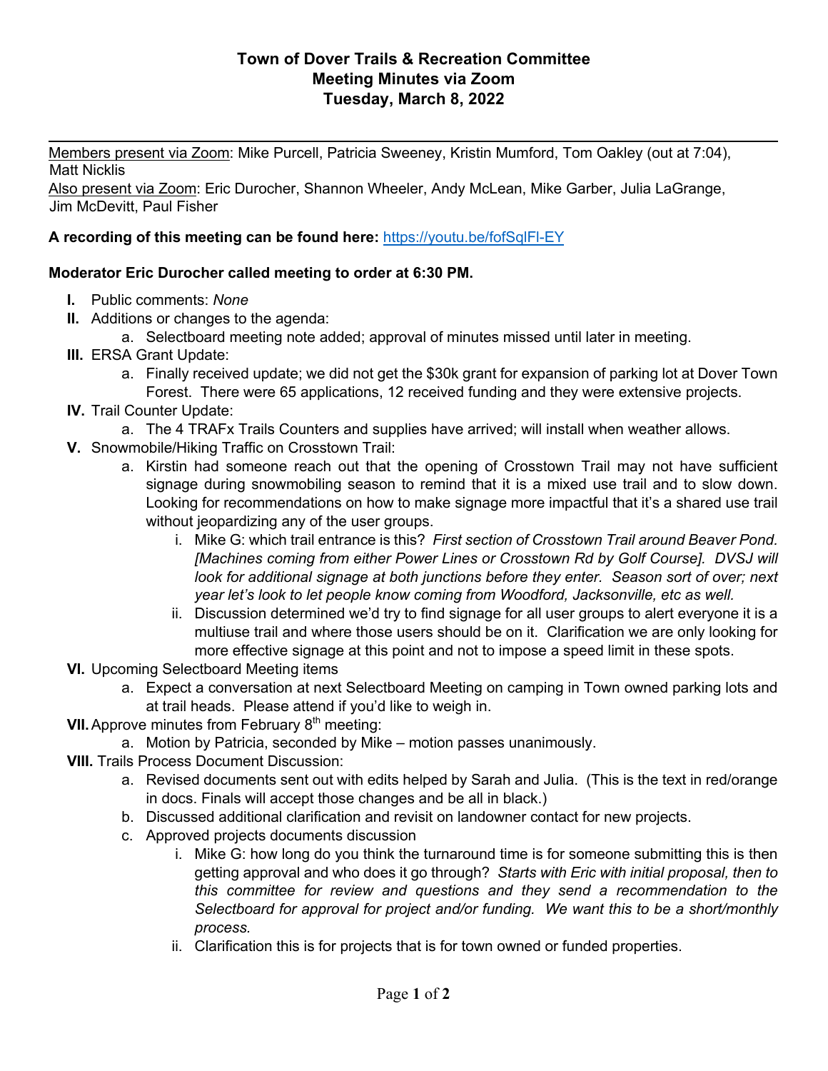# Town of Dover Trails & Recreation Committee
## Meeting Minutes via Zoom
## Tuesday, March 8, 2022

Members present via Zoom: Mike Purcell, Patricia Sweeney, Kristin Mumford, Tom Oakley (out at 7:04), Matt Nicklis

Also present via Zoom: Eric Durocher, Shannon Wheeler, Andy McLean, Mike Garber, Julia LaGrange, Jim McDevitt, Paul Fisher

**A recording of this meeting can be found here:** https://youtu.be/fofSqlFl-EY

**Moderator Eric Durocher called meeting to order at 6:30 PM.**

- **I.** Public comments: *None*
- **II.** Additions or changes to the agenda:
  - a. Selectboard meeting note added; approval of minutes missed until later in meeting.
- **III.** ERSA Grant Update:
  - a. Finally received update; we did not get the $30k grant for expansion of parking lot at Dover Town Forest. There were 65 applications, 12 received funding and they were extensive projects.
- **IV.** Trail Counter Update:
  - a. The 4 TRAFx Trails Counters and supplies have arrived; will install when weather allows.
- **V.** Snowmobile/Hiking Traffic on Crosstown Trail:
  - a. Kirstin had someone reach out that the opening of Crosstown Trail may not have sufficient signage during snowmobiling season to remind that it is a mixed use trail and to slow down. Looking for recommendations on how to make signage more impactful that it's a shared use trail without jeopardizing any of the user groups.
    - i. Mike G: which trail entrance is this? *First section of Crosstown Trail around Beaver Pond. [Machines coming from either Power Lines or Crosstown Rd by Golf Course]. DVSJ will look for additional signage at both junctions before they enter. Season sort of over; next year let's look to let people know coming from Woodford, Jacksonville, etc as well.*
    - ii. Discussion determined we'd try to find signage for all user groups to alert everyone it is a multiuse trail and where those users should be on it. Clarification we are only looking for more effective signage at this point and not to impose a speed limit in these spots.
- **VI.** Upcoming Selectboard Meeting items
  - a. Expect a conversation at next Selectboard Meeting on camping in Town owned parking lots and at trail heads. Please attend if you'd like to weigh in.
- **VII.** Approve minutes from February 8th meeting:
  - a. Motion by Patricia, seconded by Mike – motion passes unanimously.
- **VIII.** Trails Process Document Discussion:
  - a. Revised documents sent out with edits helped by Sarah and Julia. (This is the text in red/orange in docs. Finals will accept those changes and be all in black.)
  - b. Discussed additional clarification and revisit on landowner contact for new projects.
  - c. Approved projects documents discussion
    - i. Mike G: how long do you think the turnaround time is for someone submitting this is then getting approval and who does it go through? *Starts with Eric with initial proposal, then to this committee for review and questions and they send a recommendation to the Selectboard for approval for project and/or funding. We want this to be a short/monthly process.*
    - ii. Clarification this is for projects that is for town owned or funded properties.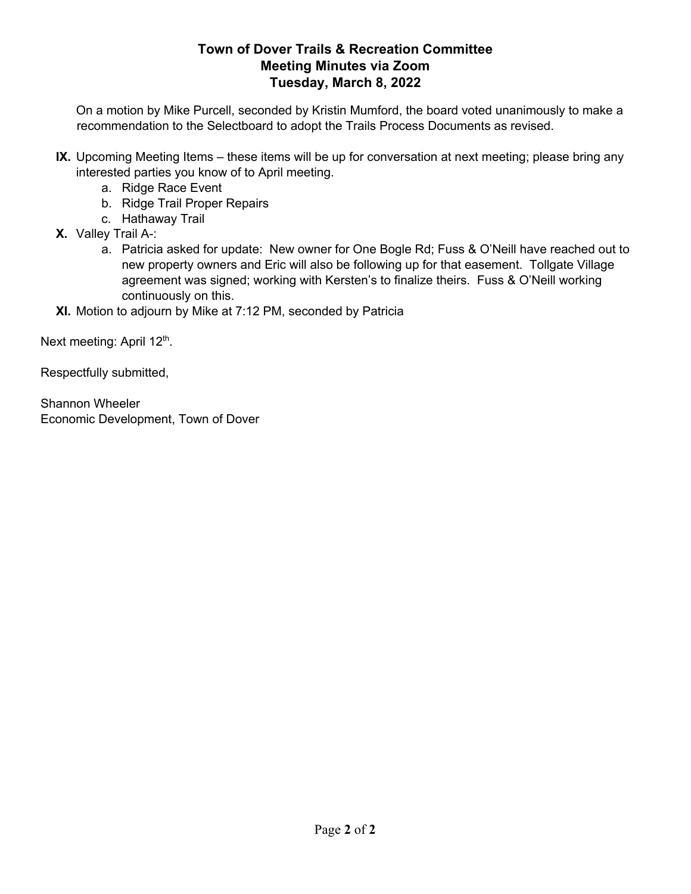# Town of Dover Trails & Recreation Committee
## Meeting Minutes via Zoom
## Tuesday, March 8, 2022

On a motion by Mike Purcell, seconded by Kristin Mumford, the board voted unanimously to make a recommendation to the Selectboard to adopt the Trails Process Documents as revised.

**IX.** Upcoming Meeting Items – these items will be up for conversation at next meeting; please bring any interested parties you know of to April meeting.

   a. Ridge Race Event
   b. Ridge Trail Proper Repairs
   c. Hathaway Trail

**X.** Valley Trail A-:

   a. Patricia asked for update: New owner for One Bogle Rd; Fuss & O'Neill have reached out to new property owners and Eric will also be following up for that easement. Tollgate Village agreement was signed; working with Kersten's to finalize theirs. Fuss & O'Neill working continuously on this.

**XI.** Motion to adjourn by Mike at 7:12 PM, seconded by Patricia

Next meeting: April 12th.

Respectfully submitted,

Shannon Wheeler
Economic Development, Town of Dover